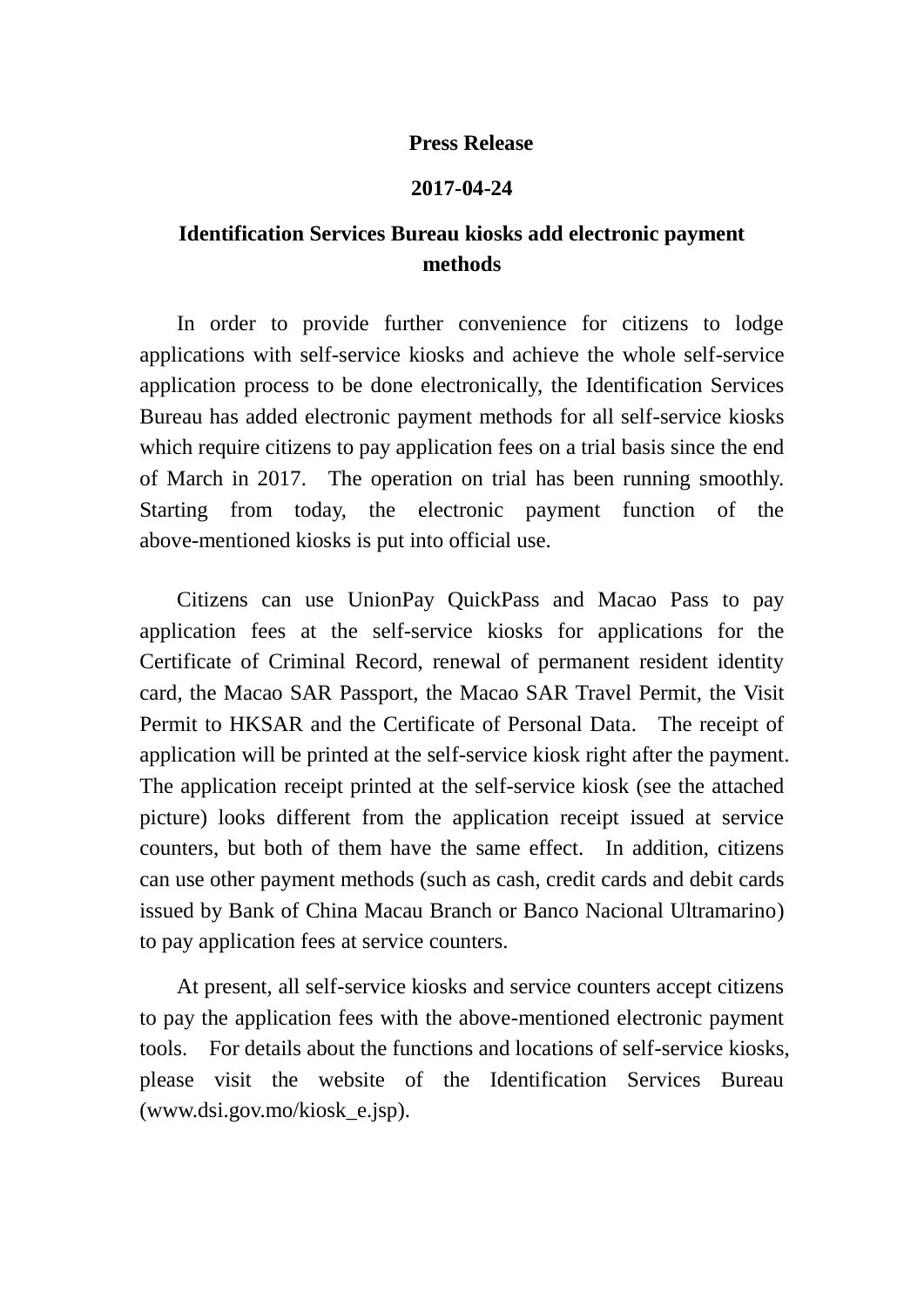**Press Release**

**2017-04-24**

# Identification Services Bureau kiosks add electronic payment methods

In order to provide further convenience for citizens to lodge applications with self-service kiosks and achieve the whole self-service application process to be done electronically, the Identification Services Bureau has added electronic payment methods for all self-service kiosks which require citizens to pay application fees on a trial basis since the end of March in 2017. The operation on trial has been running smoothly. Starting from today, the electronic payment function of the above-mentioned kiosks is put into official use.

Citizens can use UnionPay QuickPass and Macao Pass to pay application fees at the self-service kiosks for applications for the Certificate of Criminal Record, renewal of permanent resident identity card, the Macao SAR Passport, the Macao SAR Travel Permit, the Visit Permit to HKSAR and the Certificate of Personal Data. The receipt of application will be printed at the self-service kiosk right after the payment. The application receipt printed at the self-service kiosk (see the attached picture) looks different from the application receipt issued at service counters, but both of them have the same effect. In addition, citizens can use other payment methods (such as cash, credit cards and debit cards issued by Bank of China Macau Branch or Banco Nacional Ultramarino) to pay application fees at service counters.

At present, all self-service kiosks and service counters accept citizens to pay the application fees with the above-mentioned electronic payment tools. For details about the functions and locations of self-service kiosks, please visit the website of the Identification Services Bureau (www.dsi.gov.mo/kiosk_e.jsp).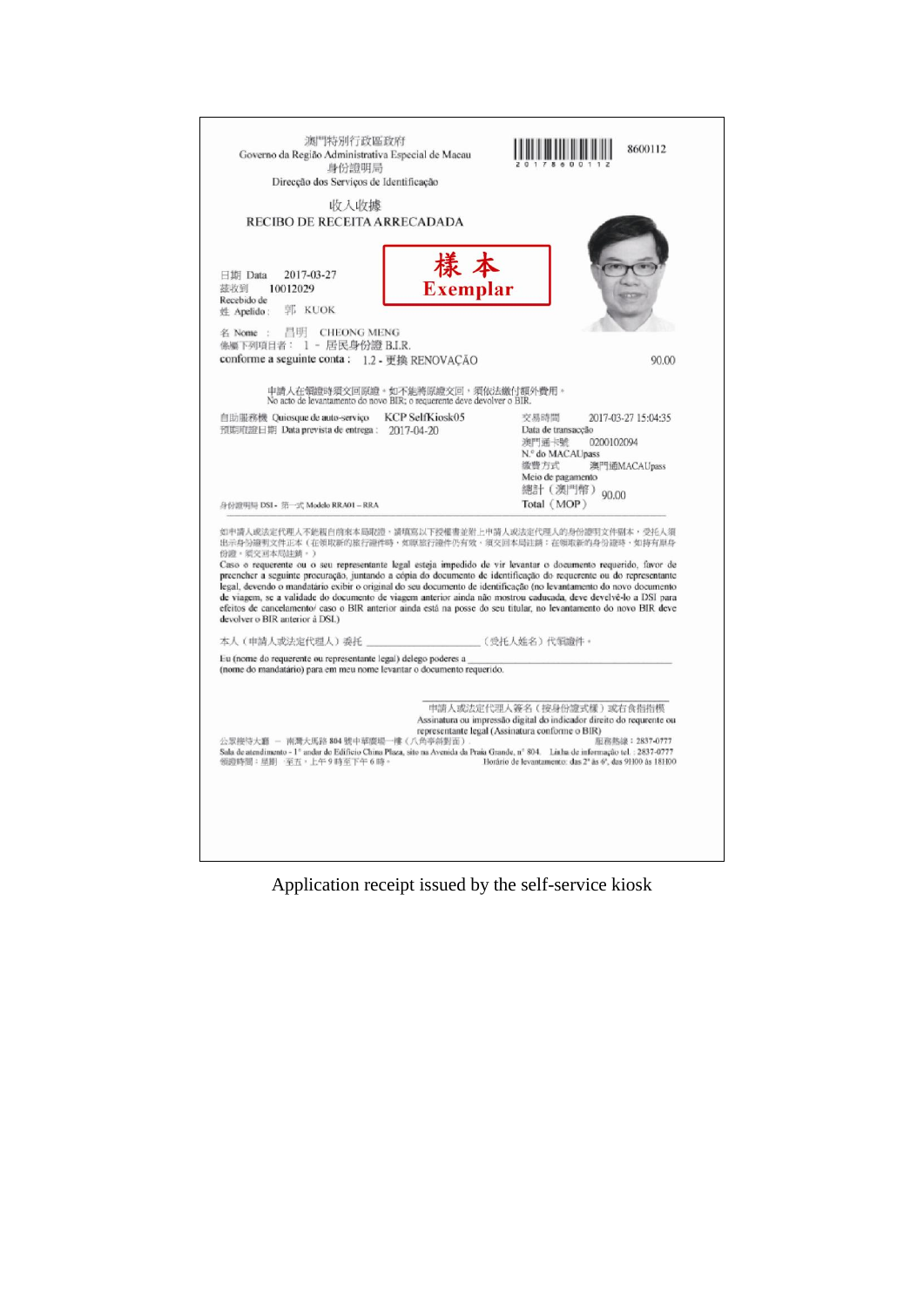澳門特別行政區政府
Governo da Região Administrativa Especial de Macau
身份證明局
Direcção dos Serviços de Identificação

2017860011 2 8600112

收入收據
RECIBO DE RECEITA ARRECADADA

樣 本
Exemplar

日期 Data 2017-03-27
茲收到 10012029
Recebido de
姓 Apelido： 郭 KUOK

名 Nome ： 昌明 CHEONG MENG
係屬下列項目者： 1 - 居民身份證 B.I.R.
conforme a seguinte conta： 1.2 - 更換 RENOVAÇÃO 90.00

申請人在領證時須交回原證。如不能將原證交回，須依法繳付額外費用。
No acto de levantamento do novo BIR, o requerente deve devolver o BIR.

自助服務機 Quiosque de auto-serviço KCP SelfKiosk05
預期領證日期 Data prevista de entrega： 2017-04-20

交易時間 Data de transacção 2017-03-27 15:04:35
澳門通卡號 N.º do MACAUpass 0200102094
繳費方式 Meio de pagamento 澳門通MACAUpass
總計（澳門幣）Total（MOP） 90.00

身份證明局 DSI - 第一式 Modelo RRA01 – RRA

如申請人或法定代理人不能親自前來本局取證，請填寫以下授權書並附上申請人或法定代理人的身份證明文件副本，受托人須出示身份證明文件正本（在領取新的旅行證件時，如原旅行證件仍有效，須交回本局註銷；在領取新的身份證時，如持有原身份證，需交回本局註銷。）

Caso o requerente ou o seu representante legal esteja impedido de vir levantar o documento requerido, favor de preencher a seguinte procuração, juntando a cópia do documento de identificação do requerente ou do representante legal, devendo o mandatário exibir o original do seu documento de identificação (no levantamento do novo documento de viagem, se a validade do documento de viagem anterior ainda não mostrou caducada, deve devolvê-lo a DSI para efeitos de cancelamento/ caso o BIR anterior ainda está na posse do seu titular, no levantamento do novo BIR deve devolver o BIR anterior à DSI.)

本人（申請人或法定代理人）委託 ______________________（受托人姓名）代領證件。

Eu (nome do requerente ou representante legal) delego poderes a ______________________
(nome do mandatário) para em meu nome levantar o documento requerido.

______________________
申請人或法定代理人簽名（按身份證式樣）或右食指指模
Assinatura ou impressão digital do indicador direito do requerente ou representante legal (Assinatura conforme o BIR)

公眾接待大廳 — 南灣大馬路 804 號中華廣場一樓（八角亭斜對面） 服務熱線：2837-0777
Sala de atendimento - 1º andar do Edifício China Plaza, sito na Avenida da Praia Grande, nº 804. Linha de informação tel.：2837-0777
領證時間：星期一至五，上午 9 時至下午 6 時。 Horário de levantamento: das 2ª às 6ª, das 9H00 às 18H00

Application receipt issued by the self-service kiosk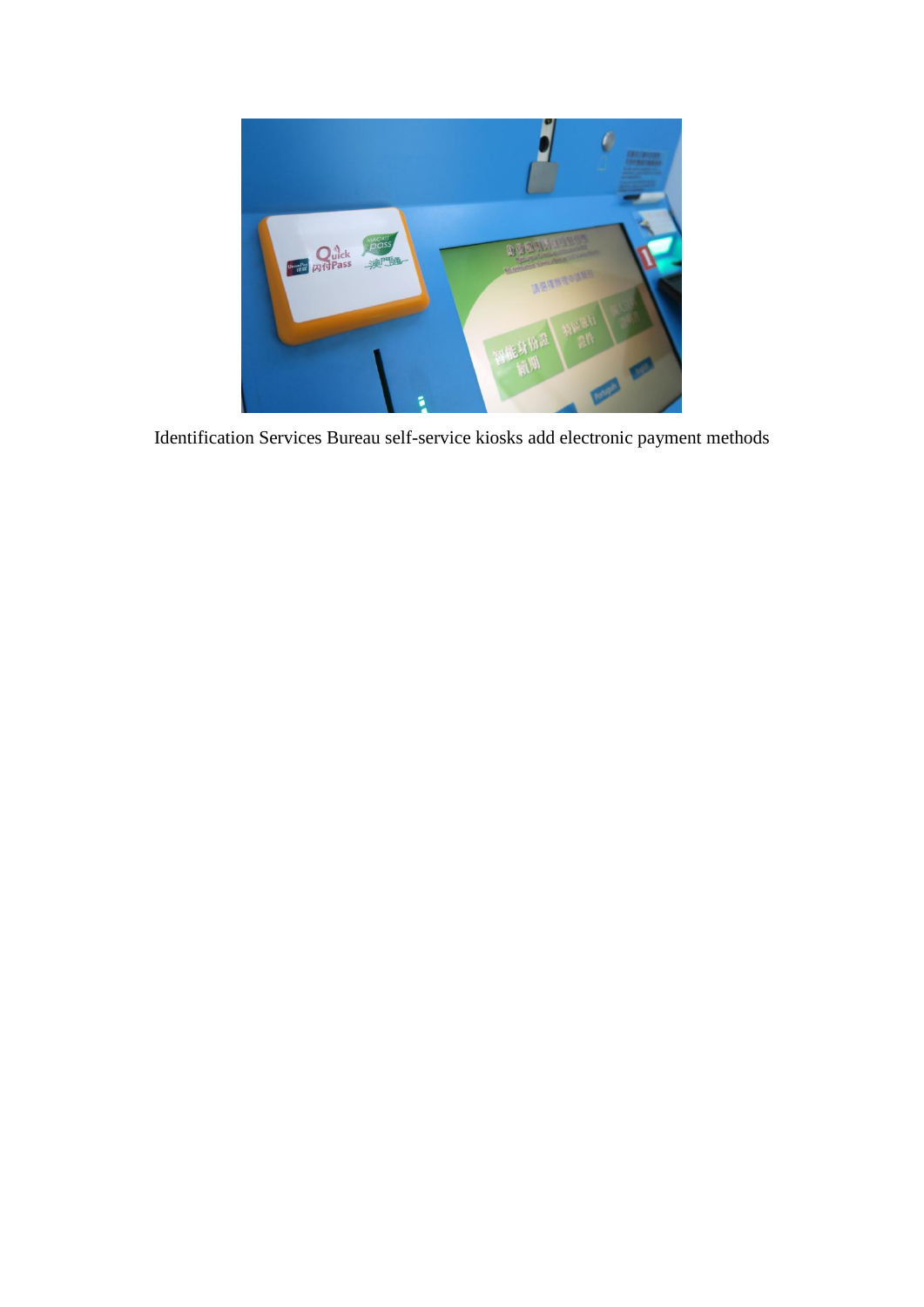Identification Services Bureau self-service kiosks add electronic payment methods